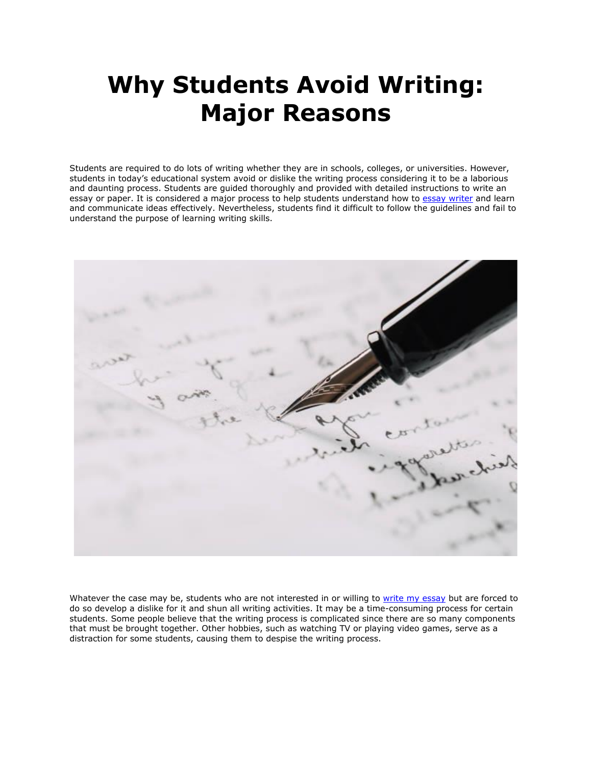# Why Students Avoid Writing: Major Reasons

Students are required to do lots of writing whether they are in schools, colleges, or universities. However, students in today's educational system avoid or dislike the writing process considering it to be a laborious and daunting process. Students are guided thoroughly and provided with detailed instructions to write an essay or paper. It is considered a major process to help students understand how to essay writer and learn and communicate ideas effectively. Nevertheless, students find it difficult to follow the guidelines and fail to understand the purpose of learning writing skills.

Whatever the case may be, students who are not interested in or willing to write my essay but are forced to do so develop a dislike for it and shun all writing activities. It may be a time-consuming process for certain students. Some people believe that the writing process is complicated since there are so many components that must be brought together. Other hobbies, such as watching TV or playing video games, serve as a distraction for some students, causing them to despise the writing process.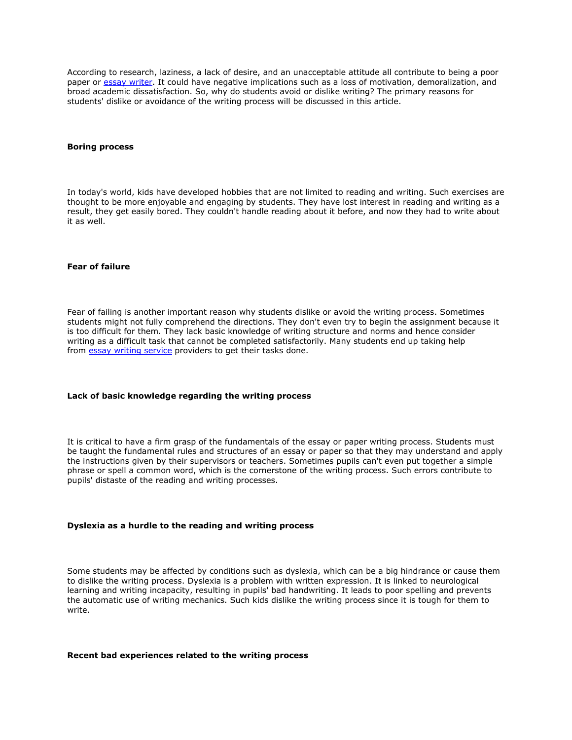According to research, laziness, a lack of desire, and an unacceptable attitude all contribute to being a poor paper or [essay writer](). It could have negative implications such as a loss of motivation, demoralization, and broad academic dissatisfaction. So, why do students avoid or dislike writing? The primary reasons for students' dislike or avoidance of the writing process will be discussed in this article.

**Boring process**

In today's world, kids have developed hobbies that are not limited to reading and writing. Such exercises are thought to be more enjoyable and engaging by students. They have lost interest in reading and writing as a result, they get easily bored. They couldn't handle reading about it before, and now they had to write about it as well.

**Fear of failure**

Fear of failing is another important reason why students dislike or avoid the writing process. Sometimes students might not fully comprehend the directions. They don't even try to begin the assignment because it is too difficult for them. They lack basic knowledge of writing structure and norms and hence consider writing as a difficult task that cannot be completed satisfactorily. Many students end up taking help from [essay writing service]() providers to get their tasks done.

**Lack of basic knowledge regarding the writing process**

It is critical to have a firm grasp of the fundamentals of the essay or paper writing process. Students must be taught the fundamental rules and structures of an essay or paper so that they may understand and apply the instructions given by their supervisors or teachers. Sometimes pupils can't even put together a simple phrase or spell a common word, which is the cornerstone of the writing process. Such errors contribute to pupils' distaste of the reading and writing processes.

**Dyslexia as a hurdle to the reading and writing process**

Some students may be affected by conditions such as dyslexia, which can be a big hindrance or cause them to dislike the writing process. Dyslexia is a problem with written expression. It is linked to neurological learning and writing incapacity, resulting in pupils' bad handwriting. It leads to poor spelling and prevents the automatic use of writing mechanics. Such kids dislike the writing process since it is tough for them to write.

**Recent bad experiences related to the writing process**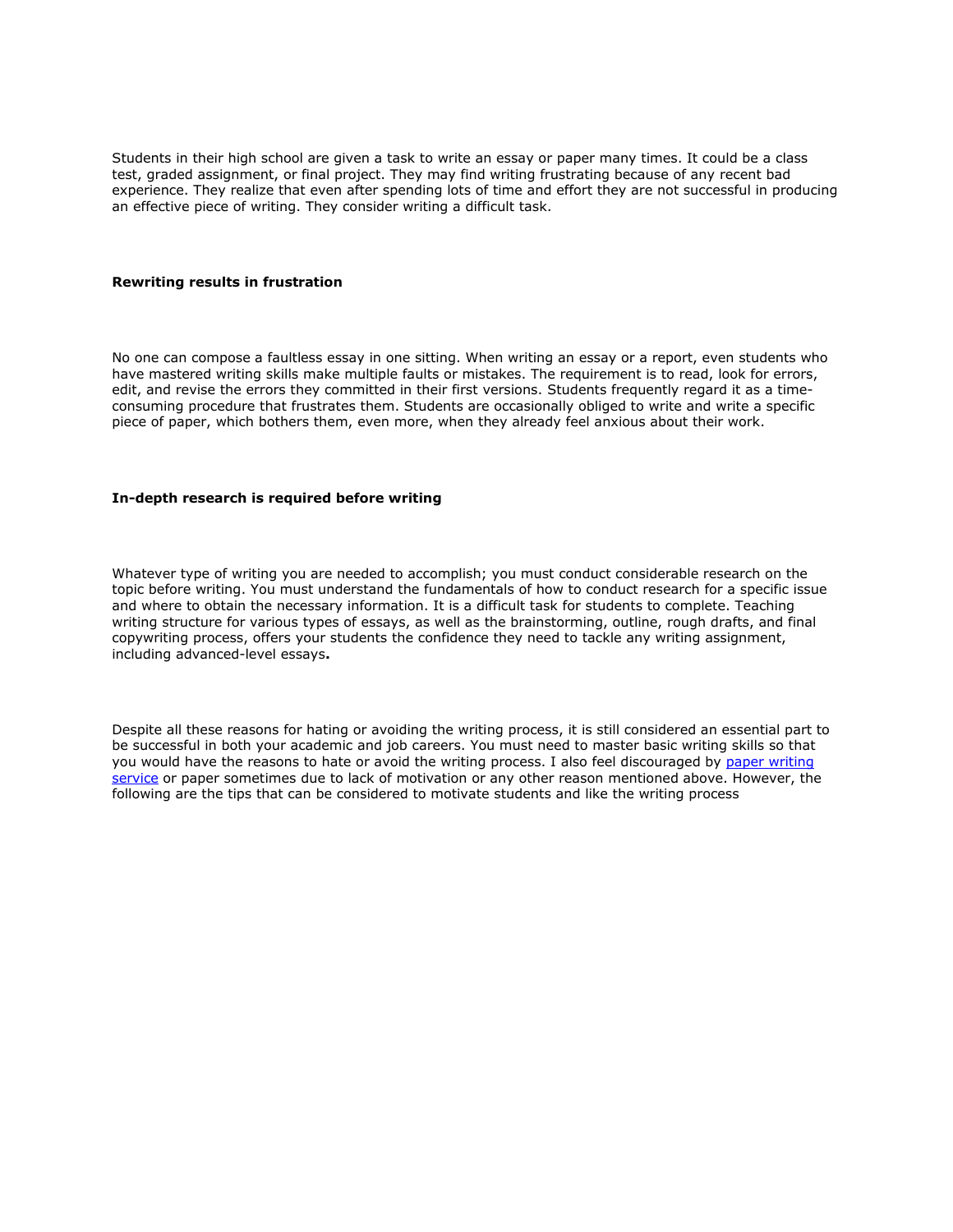Students in their high school are given a task to write an essay or paper many times. It could be a class test, graded assignment, or final project. They may find writing frustrating because of any recent bad experience. They realize that even after spending lots of time and effort they are not successful in producing an effective piece of writing. They consider writing a difficult task.

**Rewriting results in frustration**

No one can compose a faultless essay in one sitting. When writing an essay or a report, even students who have mastered writing skills make multiple faults or mistakes. The requirement is to read, look for errors, edit, and revise the errors they committed in their first versions. Students frequently regard it as a time-consuming procedure that frustrates them. Students are occasionally obliged to write and write a specific piece of paper, which bothers them, even more, when they already feel anxious about their work.

**In-depth research is required before writing**

Whatever type of writing you are needed to accomplish; you must conduct considerable research on the topic before writing. You must understand the fundamentals of how to conduct research for a specific issue and where to obtain the necessary information. It is a difficult task for students to complete. Teaching writing structure for various types of essays, as well as the brainstorming, outline, rough drafts, and final copywriting process, offers your students the confidence they need to tackle any writing assignment, including advanced-level essays**.**

Despite all these reasons for hating or avoiding the writing process, it is still considered an essential part to be successful in both your academic and job careers. You must need to master basic writing skills so that you would have the reasons to hate or avoid the writing process. I also feel discouraged by [paper writing service] or paper sometimes due to lack of motivation or any other reason mentioned above. However, the following are the tips that can be considered to motivate students and like the writing process